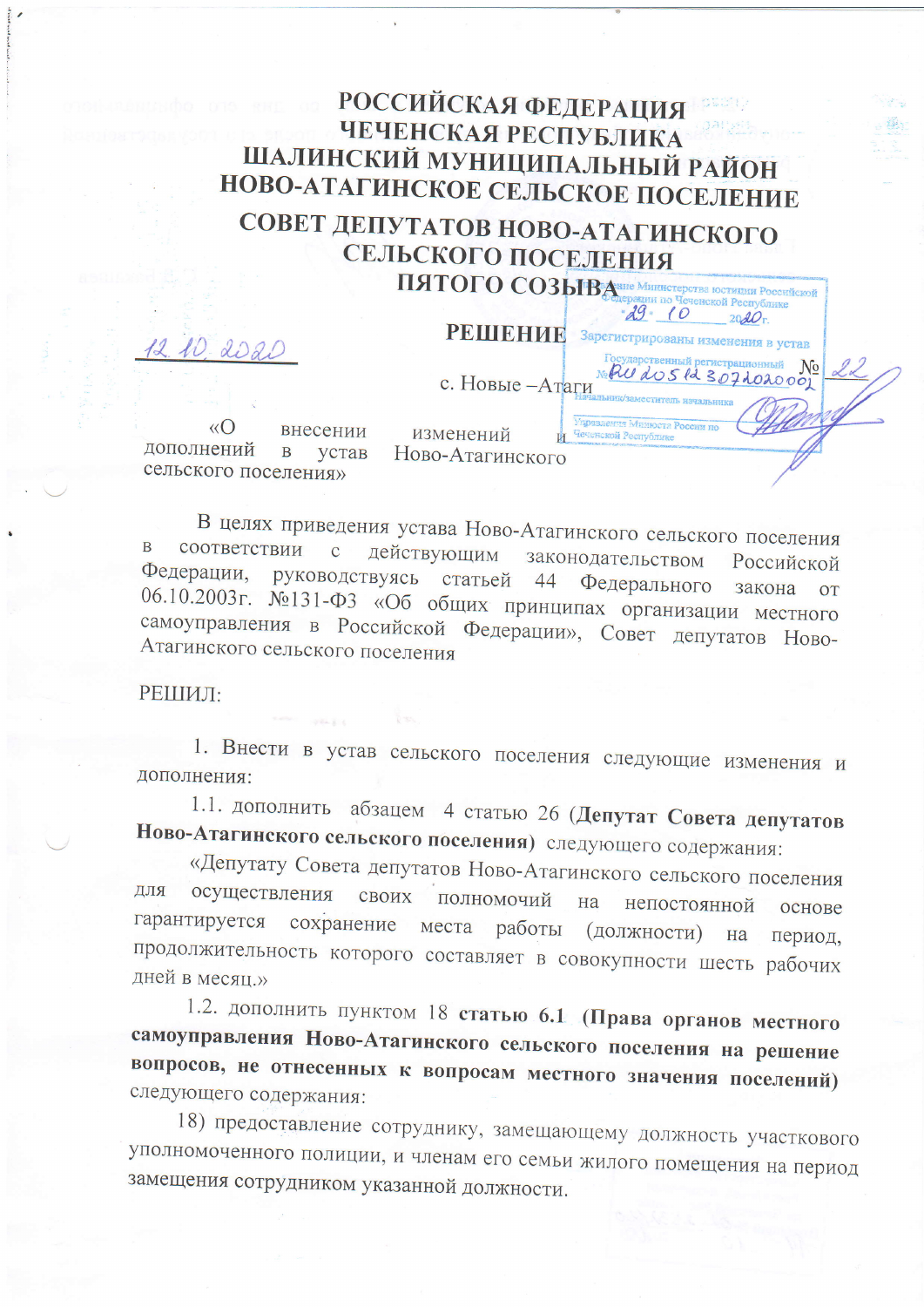# РОССИЙСКАЯ ФЕДЕРАЦИЯ
# ЧЕЧЕНСКАЯ РЕСПУБЛИКА
# ШАЛИНСКИЙ МУНИЦИПАЛЬНЫЙ РАЙОН
# НОВО-АТАГИНСКОЕ СЕЛЬСКОЕ ПОСЕЛЕНИЕ

## СОВЕТ ДЕПУТАТОВ НОВО-АТАГИНСКОГО СЕЛЬСКОГО ПОСЕЛЕНИЯ ПЯТОГО СОЗЫВА

Управление Министерства юстиции Российской Федерации по Чеченской Республике
«29» 10 2020г.
Зарегистрированы изменения в устав
Государственный регистрационный № RU205123072020001
Начальник/заместитель начальника
Управления Минюста России по Чеченской Республике
№ 22

## РЕШЕНИЕ

12.10.2020

с. Новые –Атаги

«О внесении изменений и дополнений в устав Ново-Атагинского сельского поселения»

В целях приведения устава Ново-Атагинского сельского поселения в соответствии с действующим законодательством Российской Федерации, руководствуясь статьей 44 Федерального закона от 06.10.2003г. №131-Ф3 «Об общих принципах организации местного самоуправления в Российской Федерации», Совет депутатов Ново-Атагинского сельского поселения

РЕШИЛ:

1. Внести в устав сельского поселения следующие изменения и дополнения:

1.1. дополнить абзацем 4 статью 26 (**Депутат Совета депутатов Ново-Атагинского сельского поселения**) следующего содержания:

«Депутату Совета депутатов Ново-Атагинского сельского поселения для осуществления своих полномочий на непостоянной основе гарантируется сохранение места работы (должности) на период, продолжительность которого составляет в совокупности шесть рабочих дней в месяц.»

1.2. дополнить пунктом 18 **статьи 6.1 (Права органов местного самоуправления Ново-Атагинского сельского поселения на решение вопросов, не отнесенных к вопросам местного значения поселений)** следующего содержания:

18) предоставление сотруднику, замещающему должность участкового уполномоченного полиции, и членам его семьи жилого помещения на период замещения сотрудником указанной должности.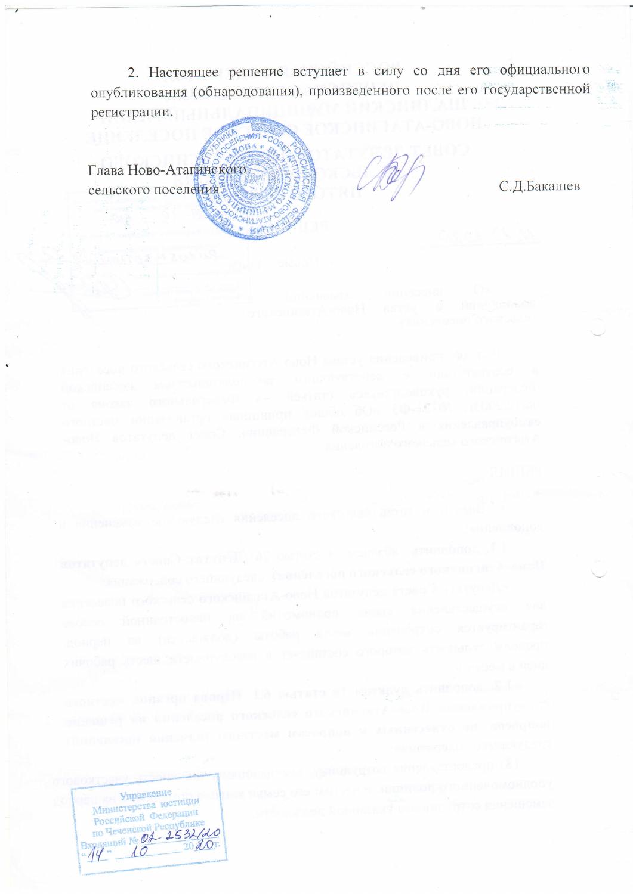2. Настоящее решение вступает в силу со дня его официального опубликования (обнародования), произведенного после его государственной регистрации.

Глава Ново-Атагинского сельского поселения С.Д.Бакашев

Управление Министерства юстиции Российской Федерации по Чеченской Республике
Входящий № 02-2532/20
«14» 10 2020г.